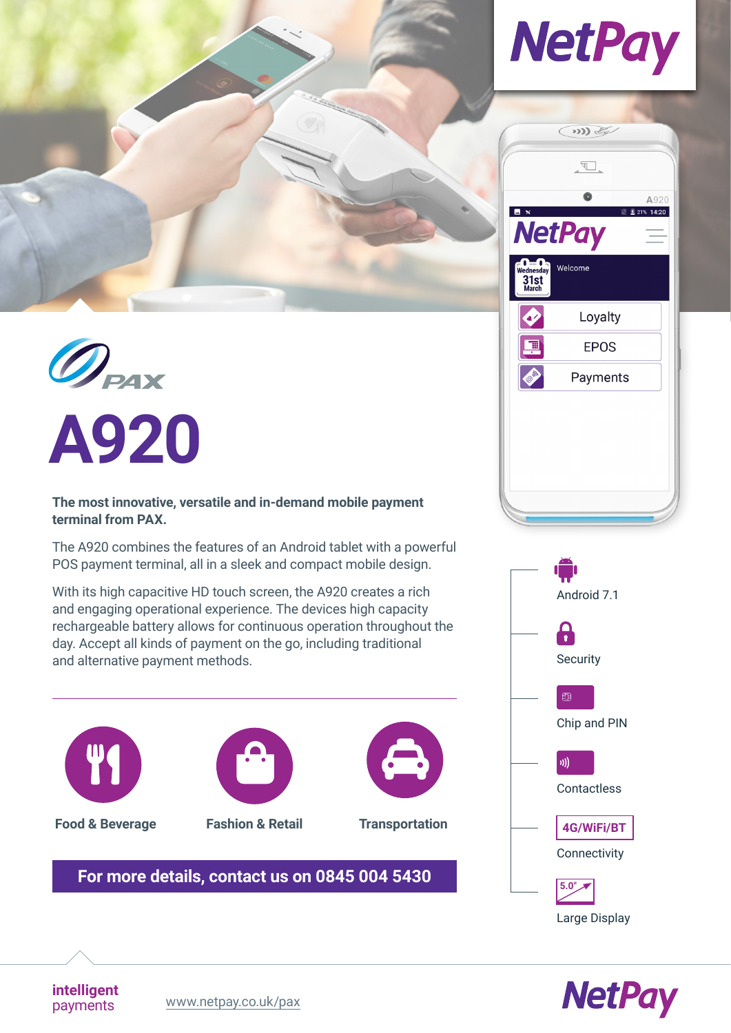NetPay

PAX

# A920

**The most innovative, versatile and in-demand mobile payment terminal from PAX.**

The A920 combines the features of an Android tablet with a powerful POS payment terminal, all in a sleek and compact mobile design.

With its high capacitive HD touch screen, the A920 creates a rich and engaging operational experience. The devices high capacity rechargeable battery allows for continuous operation throughout the day. Accept all kinds of payment on the go, including traditional and alternative payment methods.

- Food & Beverage
- Fashion & Retail
- Transportation

**For more details, contact us on 0845 004 5430**

- Android 7.1
- Security
- Chip and PIN
- Contactless
- 4G/WiFi/BT Connectivity
- 5.0" Large Display

**intelligent** payments

www.netpay.co.uk/pax

NetPay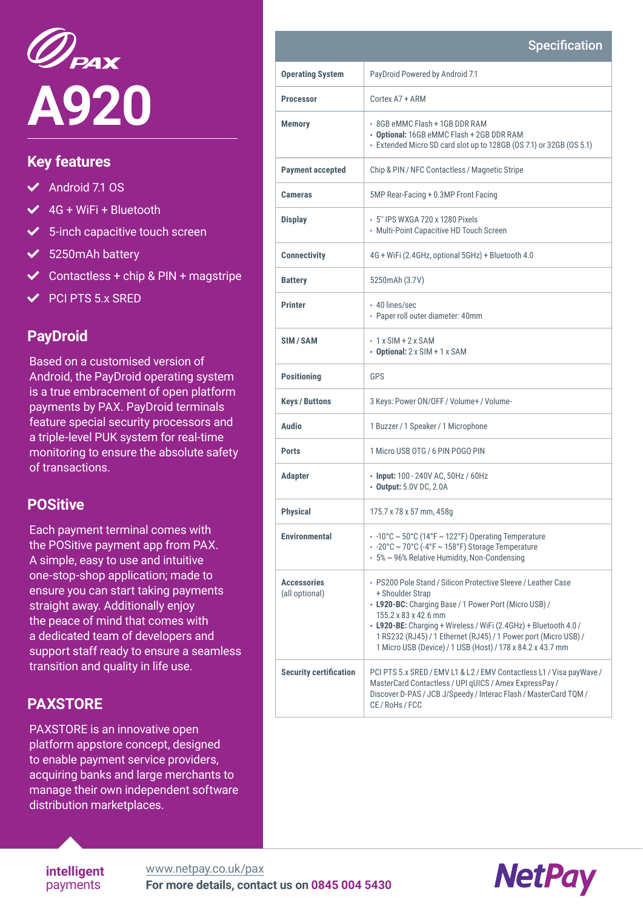# PAX A920

## Key features

- Android 7.1 OS
- 4G + WiFi + Bluetooth
- 5-inch capacitive touch screen
- 5250mAh battery
- Contactless + chip & PIN + magstripe
- PCI PTS 5.x SRED

## PayDroid

Based on a customised version of Android, the PayDroid operating system is a true embracement of open platform payments by PAX. PayDroid terminals feature special security processors and a triple-level PUK system for real-time monitoring to ensure the absolute safety of transactions.

## POSitive

Each payment terminal comes with the POSitive payment app from PAX. A simple, easy to use and intuitive one-stop-shop application; made to ensure you can start taking payments straight away. Additionally enjoy the peace of mind that comes with a dedicated team of developers and support staff ready to ensure a seamless transition and quality in life use.

## PAXSTORE

PAXSTORE is an innovative open platform appstore concept, designed to enable payment service providers, acquiring banks and large merchants to manage their own independent software distribution marketplaces.

## Specification

| | |
|---|---|
| **Operating System** | PayDroid Powered by Android 7.1 |
| **Processor** | Cortex A7 + ARM |
| **Memory** | • 8GB eMMC Flash + 1GB DDR RAM<br>• **Optional:** 16GB eMMC Flash + 2GB DDR RAM<br>• Extended Micro SD card slot up to 128GB (OS 7.1) or 32GB (OS 5.1) |
| **Payment accepted** | Chip & PIN / NFC Contactless / Magnetic Stripe |
| **Cameras** | 5MP Rear-Facing + 0.3MP Front Facing |
| **Display** | • 5'' IPS WXGA 720 x 1280 Pixels<br>• Multi-Point Capacitive HD Touch Screen |
| **Connectivity** | 4G + WiFi (2.4GHz, optional 5GHz) + Bluetooth 4.0 |
| **Battery** | 5250mAh (3.7V) |
| **Printer** | • 40 lines/sec<br>• Paper roll outer diameter: 40mm |
| **SIM / SAM** | • 1 x SIM + 2 x SAM<br>• **Optional:** 2 x SIM + 1 x SAM |
| **Positioning** | GPS |
| **Keys / Buttons** | 3 Keys: Power ON/OFF / Volume+ / Volume- |
| **Audio** | 1 Buzzer / 1 Speaker / 1 Microphone |
| **Ports** | 1 Micro USB OTG / 6 PIN POGO PIN |
| **Adapter** | • **Input:** 100 - 240V AC, 50Hz / 60Hz<br>• **Output:** 5.0V DC, 2.0A |
| **Physical** | 175.7 x 78 x 57 mm, 458g |
| **Environmental** | • -10°C ~ 50°C (14°F ~ 122°F) Operating Temperature<br>• -20°C ~ 70°C (-4°F ~ 158°F) Storage Temperature<br>• 5% ~ 96% Relative Humidity, Non-Condensing |
| **Accessories** (all optional) | • PS200 Pole Stand / Silicon Protective Sleeve / Leather Case + Shoulder Strap<br>• **L920-BC:** Charging Base / 1 Power Port (Micro USB) / 155.2 x 83 x 42.6 mm<br>• **L920-BE:** Charging + Wireless / WiFi (2.4GHz) + Bluetooth 4.0 / 1 RS232 (RJ45) / 1 Ethernet (RJ45) / 1 Power port (Micro USB) / 1 Micro USB (Device) / 1 USB (Host) / 178 x 84.2 x 43.7 mm |
| **Security certification** | PCI PTS 5.x SRED / EMV L1 & L2 / EMV Contactless L1 / Visa payWave / MasterCard Contactless / UPI qUICS / Amex ExpressPay / Discover D-PAS / JCB J/Speedy / Interac Flash / MasterCard TQM / CE / RoHs / FCC |

**intelligent** payments

www.netpay.co.uk/pax

**For more details, contact us on 0845 004 5430**

NetPay